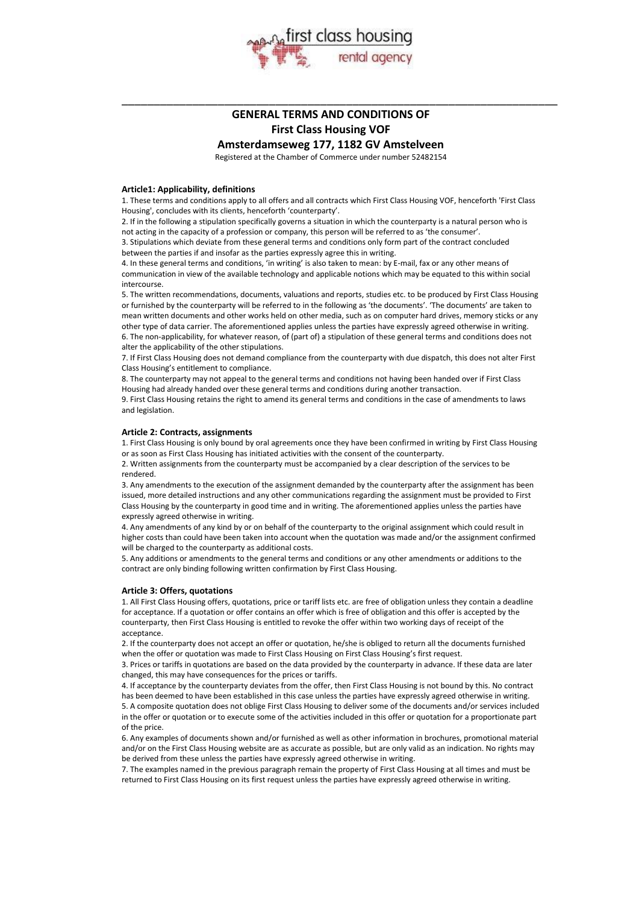# GENERAL TERMS AND CONDITIONS OF First Class Housing VOF Amsterdamseweg 177, 1182 GV Amstelveen

Registered at the Chamber of Commerce under number 52482154

### Article1: Applicability, definitions

1. These terms and conditions apply to all offers and all contracts which First Class Housing VOF, henceforth 'First Class Housing', concludes with its clients, henceforth 'counterparty'.
2. If in the following a stipulation specifically governs a situation in which the counterparty is a natural person who is not acting in the capacity of a profession or company, this person will be referred to as 'the consumer'.
3. Stipulations which deviate from these general terms and conditions only form part of the contract concluded between the parties if and insofar as the parties expressly agree this in writing.
4. In these general terms and conditions, 'in writing' is also taken to mean: by E-mail, fax or any other means of communication in view of the available technology and applicable notions which may be equated to this within social intercourse.
5. The written recommendations, documents, valuations and reports, studies etc. to be produced by First Class Housing or furnished by the counterparty will be referred to in the following as 'the documents'. 'The documents' are taken to mean written documents and other works held on other media, such as on computer hard drives, memory sticks or any other type of data carrier. The aforementioned applies unless the parties have expressly agreed otherwise in writing.
6. The non-applicability, for whatever reason, of (part of) a stipulation of these general terms and conditions does not alter the applicability of the other stipulations.
7. If First Class Housing does not demand compliance from the counterparty with due dispatch, this does not alter First Class Housing's entitlement to compliance.
8. The counterparty may not appeal to the general terms and conditions not having been handed over if First Class Housing had already handed over these general terms and conditions during another transaction.
9. First Class Housing retains the right to amend its general terms and conditions in the case of amendments to laws and legislation.

### Article 2: Contracts, assignments

1. First Class Housing is only bound by oral agreements once they have been confirmed in writing by First Class Housing or as soon as First Class Housing has initiated activities with the consent of the counterparty.
2. Written assignments from the counterparty must be accompanied by a clear description of the services to be rendered.
3. Any amendments to the execution of the assignment demanded by the counterparty after the assignment has been issued, more detailed instructions and any other communications regarding the assignment must be provided to First Class Housing by the counterparty in good time and in writing. The aforementioned applies unless the parties have expressly agreed otherwise in writing.
4. Any amendments of any kind by or on behalf of the counterparty to the original assignment which could result in higher costs than could have been taken into account when the quotation was made and/or the assignment confirmed will be charged to the counterparty as additional costs.
5. Any additions or amendments to the general terms and conditions or any other amendments or additions to the contract are only binding following written confirmation by First Class Housing.

### Article 3: Offers, quotations

1. All First Class Housing offers, quotations, price or tariff lists etc. are free of obligation unless they contain a deadline for acceptance. If a quotation or offer contains an offer which is free of obligation and this offer is accepted by the counterparty, then First Class Housing is entitled to revoke the offer within two working days of receipt of the acceptance.
2. If the counterparty does not accept an offer or quotation, he/she is obliged to return all the documents furnished when the offer or quotation was made to First Class Housing on First Class Housing's first request.
3. Prices or tariffs in quotations are based on the data provided by the counterparty in advance. If these data are later changed, this may have consequences for the prices or tariffs.
4. If acceptance by the counterparty deviates from the offer, then First Class Housing is not bound by this. No contract has been deemed to have been established in this case unless the parties have expressly agreed otherwise in writing.
5. A composite quotation does not oblige First Class Housing to deliver some of the documents and/or services included in the offer or quotation or to execute some of the activities included in this offer or quotation for a proportionate part of the price.
6. Any examples of documents shown and/or furnished as well as other information in brochures, promotional material and/or on the First Class Housing website are as accurate as possible, but are only valid as an indication. No rights may be derived from these unless the parties have expressly agreed otherwise in writing.
7. The examples named in the previous paragraph remain the property of First Class Housing at all times and must be returned to First Class Housing on its first request unless the parties have expressly agreed otherwise in writing.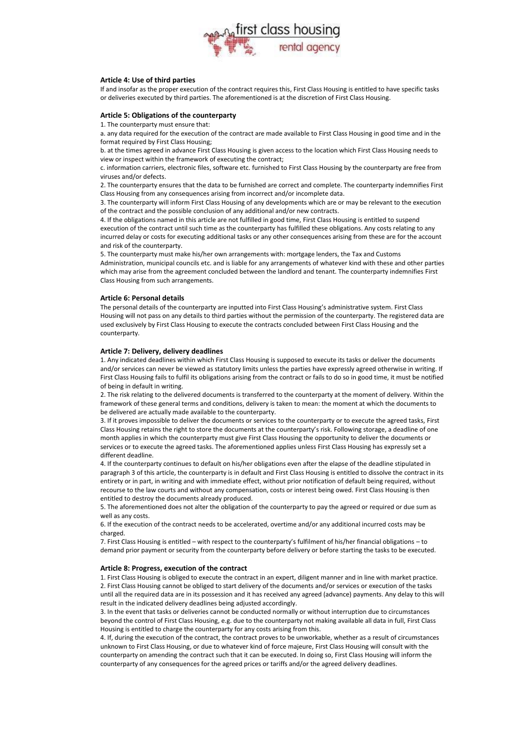### Article 4: Use of third parties

If and insofar as the proper execution of the contract requires this, First Class Housing is entitled to have specific tasks or deliveries executed by third parties. The aforementioned is at the discretion of First Class Housing.

### Article 5: Obligations of the counterparty

1. The counterparty must ensure that:

a. any data required for the execution of the contract are made available to First Class Housing in good time and in the format required by First Class Housing;

b. at the times agreed in advance First Class Housing is given access to the location which First Class Housing needs to view or inspect within the framework of executing the contract;

c. information carriers, electronic files, software etc. furnished to First Class Housing by the counterparty are free from viruses and/or defects.

2. The counterparty ensures that the data to be furnished are correct and complete. The counterparty indemnifies First Class Housing from any consequences arising from incorrect and/or incomplete data.

3. The counterparty will inform First Class Housing of any developments which are or may be relevant to the execution of the contract and the possible conclusion of any additional and/or new contracts.

4. If the obligations named in this article are not fulfilled in good time, First Class Housing is entitled to suspend execution of the contract until such time as the counterparty has fulfilled these obligations. Any costs relating to any incurred delay or costs for executing additional tasks or any other consequences arising from these are for the account and risk of the counterparty.

5. The counterparty must make his/her own arrangements with: mortgage lenders, the Tax and Customs Administration, municipal councils etc. and is liable for any arrangements of whatever kind with these and other parties which may arise from the agreement concluded between the landlord and tenant. The counterparty indemnifies First Class Housing from such arrangements.

### Article 6: Personal details

The personal details of the counterparty are inputted into First Class Housing's administrative system. First Class Housing will not pass on any details to third parties without the permission of the counterparty. The registered data are used exclusively by First Class Housing to execute the contracts concluded between First Class Housing and the counterparty.

### Article 7: Delivery, delivery deadlines

1. Any indicated deadlines within which First Class Housing is supposed to execute its tasks or deliver the documents and/or services can never be viewed as statutory limits unless the parties have expressly agreed otherwise in writing. If First Class Housing fails to fulfil its obligations arising from the contract or fails to do so in good time, it must be notified of being in default in writing.

2. The risk relating to the delivered documents is transferred to the counterparty at the moment of delivery. Within the framework of these general terms and conditions, delivery is taken to mean: the moment at which the documents to be delivered are actually made available to the counterparty.

3. If it proves impossible to deliver the documents or services to the counterparty or to execute the agreed tasks, First Class Housing retains the right to store the documents at the counterparty's risk. Following storage, a deadline of one month applies in which the counterparty must give First Class Housing the opportunity to deliver the documents or services or to execute the agreed tasks. The aforementioned applies unless First Class Housing has expressly set a different deadline.

4. If the counterparty continues to default on his/her obligations even after the elapse of the deadline stipulated in paragraph 3 of this article, the counterparty is in default and First Class Housing is entitled to dissolve the contract in its entirety or in part, in writing and with immediate effect, without prior notification of default being required, without recourse to the law courts and without any compensation, costs or interest being owed. First Class Housing is then entitled to destroy the documents already produced.

5. The aforementioned does not alter the obligation of the counterparty to pay the agreed or required or due sum as well as any costs.

6. If the execution of the contract needs to be accelerated, overtime and/or any additional incurred costs may be charged.

7. First Class Housing is entitled – with respect to the counterparty's fulfilment of his/her financial obligations – to demand prior payment or security from the counterparty before delivery or before starting the tasks to be executed.

### Article 8: Progress, execution of the contract

1. First Class Housing is obliged to execute the contract in an expert, diligent manner and in line with market practice.

2. First Class Housing cannot be obliged to start delivery of the documents and/or services or execution of the tasks until all the required data are in its possession and it has received any agreed (advance) payments. Any delay to this will result in the indicated delivery deadlines being adjusted accordingly.

3. In the event that tasks or deliveries cannot be conducted normally or without interruption due to circumstances beyond the control of First Class Housing, e.g. due to the counterparty not making available all data in full, First Class Housing is entitled to charge the counterparty for any costs arising from this.

4. If, during the execution of the contract, the contract proves to be unworkable, whether as a result of circumstances unknown to First Class Housing, or due to whatever kind of force majeure, First Class Housing will consult with the counterparty on amending the contract such that it can be executed. In doing so, First Class Housing will inform the counterparty of any consequences for the agreed prices or tariffs and/or the agreed delivery deadlines.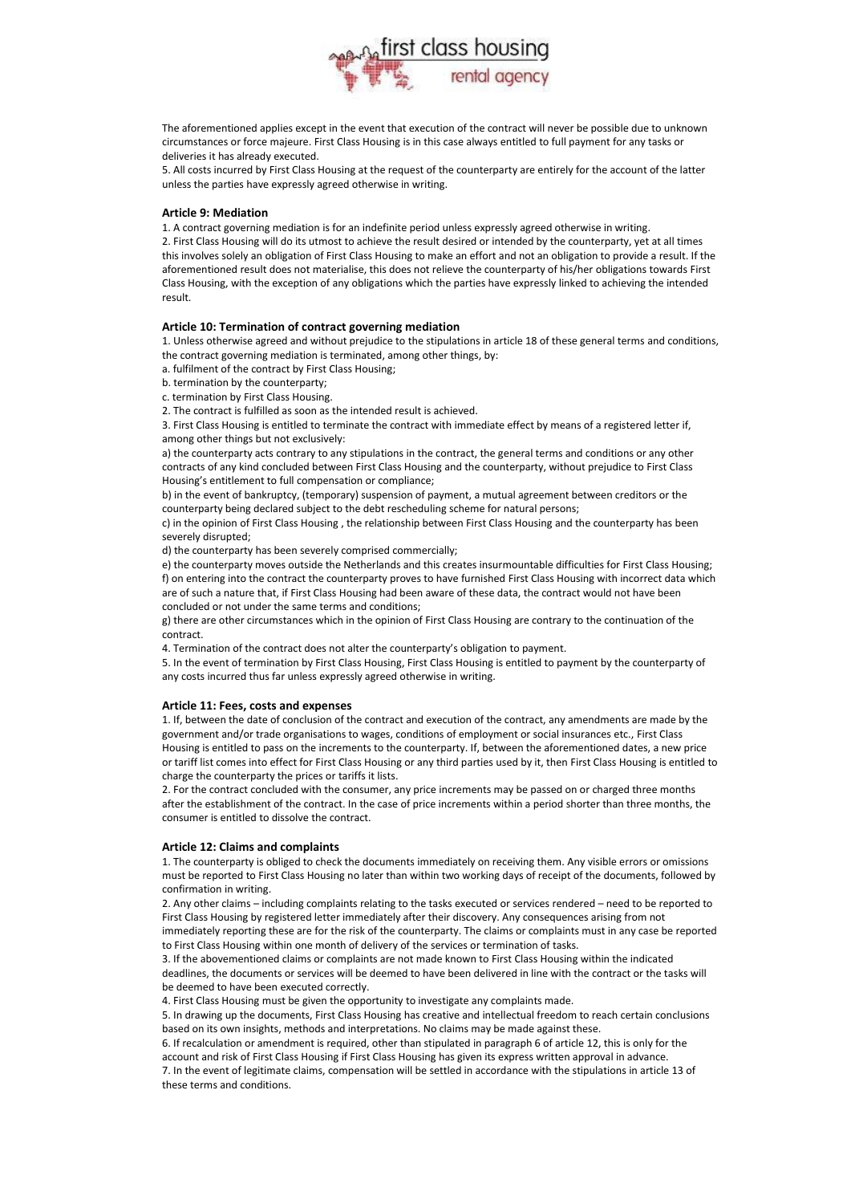The aforementioned applies except in the event that execution of the contract will never be possible due to unknown circumstances or force majeure. First Class Housing is in this case always entitled to full payment for any tasks or deliveries it has already executed.

5. All costs incurred by First Class Housing at the request of the counterparty are entirely for the account of the latter unless the parties have expressly agreed otherwise in writing.

### Article 9: Mediation

1. A contract governing mediation is for an indefinite period unless expressly agreed otherwise in writing.
2. First Class Housing will do its utmost to achieve the result desired or intended by the counterparty, yet at all times this involves solely an obligation of First Class Housing to make an effort and not an obligation to provide a result. If the aforementioned result does not materialise, this does not relieve the counterparty of his/her obligations towards First Class Housing, with the exception of any obligations which the parties have expressly linked to achieving the intended result.

### Article 10: Termination of contract governing mediation

1. Unless otherwise agreed and without prejudice to the stipulations in article 18 of these general terms and conditions, the contract governing mediation is terminated, among other things, by:

a. fulfilment of the contract by First Class Housing;
b. termination by the counterparty;
c. termination by First Class Housing.

2. The contract is fulfilled as soon as the intended result is achieved.
3. First Class Housing is entitled to terminate the contract with immediate effect by means of a registered letter if, among other things but not exclusively:

a) the counterparty acts contrary to any stipulations in the contract, the general terms and conditions or any other contracts of any kind concluded between First Class Housing and the counterparty, without prejudice to First Class Housing's entitlement to full compensation or compliance;
b) in the event of bankruptcy, (temporary) suspension of payment, a mutual agreement between creditors or the counterparty being declared subject to the debt rescheduling scheme for natural persons;
c) in the opinion of First Class Housing , the relationship between First Class Housing and the counterparty has been severely disrupted;
d) the counterparty has been severely comprised commercially;
e) the counterparty moves outside the Netherlands and this creates insurmountable difficulties for First Class Housing;
f) on entering into the contract the counterparty proves to have furnished First Class Housing with incorrect data which are of such a nature that, if First Class Housing had been aware of these data, the contract would not have been concluded or not under the same terms and conditions;
g) there are other circumstances which in the opinion of First Class Housing are contrary to the continuation of the contract.

4. Termination of the contract does not alter the counterparty's obligation to payment.
5. In the event of termination by First Class Housing, First Class Housing is entitled to payment by the counterparty of any costs incurred thus far unless expressly agreed otherwise in writing.

### Article 11: Fees, costs and expenses

1. If, between the date of conclusion of the contract and execution of the contract, any amendments are made by the government and/or trade organisations to wages, conditions of employment or social insurances etc., First Class Housing is entitled to pass on the increments to the counterparty. If, between the aforementioned dates, a new price or tariff list comes into effect for First Class Housing or any third parties used by it, then First Class Housing is entitled to charge the counterparty the prices or tariffs it lists.
2. For the contract concluded with the consumer, any price increments may be passed on or charged three months after the establishment of the contract. In the case of price increments within a period shorter than three months, the consumer is entitled to dissolve the contract.

### Article 12: Claims and complaints

1. The counterparty is obliged to check the documents immediately on receiving them. Any visible errors or omissions must be reported to First Class Housing no later than within two working days of receipt of the documents, followed by confirmation in writing.
2. Any other claims – including complaints relating to the tasks executed or services rendered – need to be reported to First Class Housing by registered letter immediately after their discovery. Any consequences arising from not immediately reporting these are for the risk of the counterparty. The claims or complaints must in any case be reported to First Class Housing within one month of delivery of the services or termination of tasks.
3. If the abovementioned claims or complaints are not made known to First Class Housing within the indicated deadlines, the documents or services will be deemed to have been delivered in line with the contract or the tasks will be deemed to have been executed correctly.
4. First Class Housing must be given the opportunity to investigate any complaints made.
5. In drawing up the documents, First Class Housing has creative and intellectual freedom to reach certain conclusions based on its own insights, methods and interpretations. No claims may be made against these.
6. If recalculation or amendment is required, other than stipulated in paragraph 6 of article 12, this is only for the account and risk of First Class Housing if First Class Housing has given its express written approval in advance.
7. In the event of legitimate claims, compensation will be settled in accordance with the stipulations in article 13 of these terms and conditions.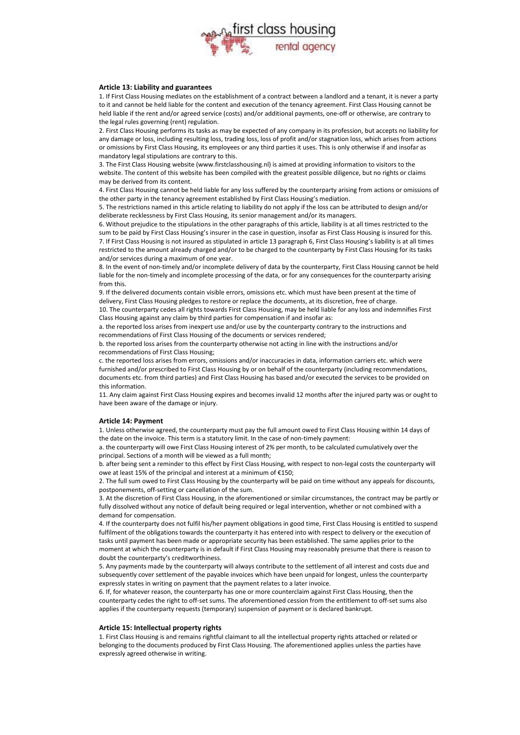### Article 13: Liability and guarantees

1. If First Class Housing mediates on the establishment of a contract between a landlord and a tenant, it is never a party to it and cannot be held liable for the content and execution of the tenancy agreement. First Class Housing cannot be held liable if the rent and/or agreed service (costs) and/or additional payments, one-off or otherwise, are contrary to the legal rules governing (rent) regulation.
2. First Class Housing performs its tasks as may be expected of any company in its profession, but accepts no liability for any damage or loss, including resulting loss, trading loss, loss of profit and/or stagnation loss, which arises from actions or omissions by First Class Housing, its employees or any third parties it uses. This is only otherwise if and insofar as mandatory legal stipulations are contrary to this.
3. The First Class Housing website (www.firstclasshousing.nl) is aimed at providing information to visitors to the website. The content of this website has been compiled with the greatest possible diligence, but no rights or claims may be derived from its content.
4. First Class Housing cannot be held liable for any loss suffered by the counterparty arising from actions or omissions of the other party in the tenancy agreement established by First Class Housing's mediation.
5. The restrictions named in this article relating to liability do not apply if the loss can be attributed to design and/or deliberate recklessness by First Class Housing, its senior management and/or its managers.
6. Without prejudice to the stipulations in the other paragraphs of this article, liability is at all times restricted to the sum to be paid by First Class Housing's insurer in the case in question, insofar as First Class Housing is insured for this.
7. If First Class Housing is not insured as stipulated in article 13 paragraph 6, First Class Housing's liability is at all times restricted to the amount already charged and/or to be charged to the counterparty by First Class Housing for its tasks and/or services during a maximum of one year.
8. In the event of non-timely and/or incomplete delivery of data by the counterparty, First Class Housing cannot be held liable for the non-timely and incomplete processing of the data, or for any consequences for the counterparty arising from this.
9. If the delivered documents contain visible errors, omissions etc. which must have been present at the time of delivery, First Class Housing pledges to restore or replace the documents, at its discretion, free of charge.
10. The counterparty cedes all rights towards First Class Housing, may be held liable for any loss and indemnifies First Class Housing against any claim by third parties for compensation if and insofar as:
    a. the reported loss arises from inexpert use and/or use by the counterparty contrary to the instructions and recommendations of First Class Housing of the documents or services rendered;
    b. the reported loss arises from the counterparty otherwise not acting in line with the instructions and/or recommendations of First Class Housing;
    c. the reported loss arises from errors, omissions and/or inaccuracies in data, information carriers etc. which were furnished and/or prescribed to First Class Housing by or on behalf of the counterparty (including recommendations, documents etc. from third parties) and First Class Housing has based and/or executed the services to be provided on this information.
11. Any claim against First Class Housing expires and becomes invalid 12 months after the injured party was or ought to have been aware of the damage or injury.

### Article 14: Payment

1. Unless otherwise agreed, the counterparty must pay the full amount owed to First Class Housing within 14 days of the date on the invoice. This term is a statutory limit. In the case of non-timely payment:
    a. the counterparty will owe First Class Housing interest of 2% per month, to be calculated cumulatively over the principal. Sections of a month will be viewed as a full month;
    b. after being sent a reminder to this effect by First Class Housing, with respect to non-legal costs the counterparty will owe at least 15% of the principal and interest at a minimum of €150;
2. The full sum owed to First Class Housing by the counterparty will be paid on time without any appeals for discounts, postponements, off-setting or cancellation of the sum.
3. At the discretion of First Class Housing, in the aforementioned or similar circumstances, the contract may be partly or fully dissolved without any notice of default being required or legal intervention, whether or not combined with a demand for compensation.
4. If the counterparty does not fulfil his/her payment obligations in good time, First Class Housing is entitled to suspend fulfilment of the obligations towards the counterparty it has entered into with respect to delivery or the execution of tasks until payment has been made or appropriate security has been established. The same applies prior to the moment at which the counterparty is in default if First Class Housing may reasonably presume that there is reason to doubt the counterparty's creditworthiness.
5. Any payments made by the counterparty will always contribute to the settlement of all interest and costs due and subsequently cover settlement of the payable invoices which have been unpaid for longest, unless the counterparty expressly states in writing on payment that the payment relates to a later invoice.
6. If, for whatever reason, the counterparty has one or more counterclaim against First Class Housing, then the counterparty cedes the right to off-set sums. The aforementioned cession from the entitlement to off-set sums also applies if the counterparty requests (temporary) suspension of payment or is declared bankrupt.

### Article 15: Intellectual property rights

1. First Class Housing is and remains rightful claimant to all the intellectual property rights attached or related or belonging to the documents produced by First Class Housing. The aforementioned applies unless the parties have expressly agreed otherwise in writing.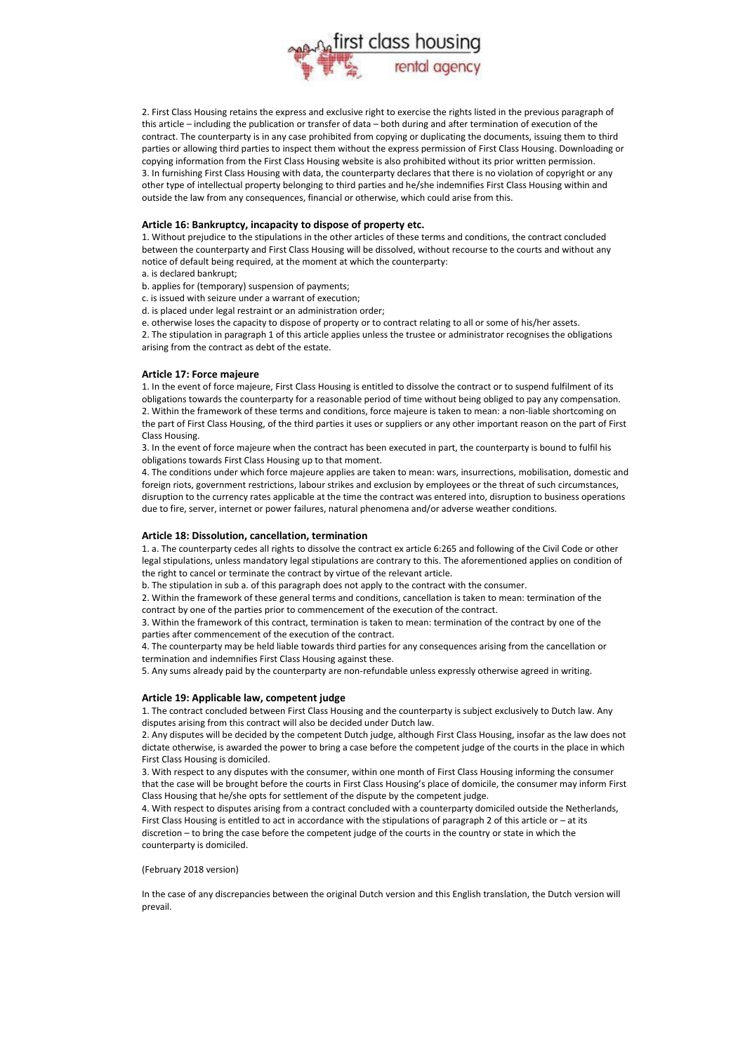2. First Class Housing retains the express and exclusive right to exercise the rights listed in the previous paragraph of this article – including the publication or transfer of data – both during and after termination of execution of the contract. The counterparty is in any case prohibited from copying or duplicating the documents, issuing them to third parties or allowing third parties to inspect them without the express permission of First Class Housing. Downloading or copying information from the First Class Housing website is also prohibited without its prior written permission.
3. In furnishing First Class Housing with data, the counterparty declares that there is no violation of copyright or any other type of intellectual property belonging to third parties and he/she indemnifies First Class Housing within and outside the law from any consequences, financial or otherwise, which could arise from this.

### Article 16: Bankruptcy, incapacity to dispose of property etc.

1. Without prejudice to the stipulations in the other articles of these terms and conditions, the contract concluded between the counterparty and First Class Housing will be dissolved, without recourse to the courts and without any notice of default being required, at the moment at which the counterparty:
a. is declared bankrupt;
b. applies for (temporary) suspension of payments;
c. is issued with seizure under a warrant of execution;
d. is placed under legal restraint or an administration order;
e. otherwise loses the capacity to dispose of property or to contract relating to all or some of his/her assets.
2. The stipulation in paragraph 1 of this article applies unless the trustee or administrator recognises the obligations arising from the contract as debt of the estate.

### Article 17: Force majeure

1. In the event of force majeure, First Class Housing is entitled to dissolve the contract or to suspend fulfilment of its obligations towards the counterparty for a reasonable period of time without being obliged to pay any compensation.
2. Within the framework of these terms and conditions, force majeure is taken to mean: a non-liable shortcoming on the part of First Class Housing, of the third parties it uses or suppliers or any other important reason on the part of First Class Housing.
3. In the event of force majeure when the contract has been executed in part, the counterparty is bound to fulfil his obligations towards First Class Housing up to that moment.
4. The conditions under which force majeure applies are taken to mean: wars, insurrections, mobilisation, domestic and foreign riots, government restrictions, labour strikes and exclusion by employees or the threat of such circumstances, disruption to the currency rates applicable at the time the contract was entered into, disruption to business operations due to fire, server, internet or power failures, natural phenomena and/or adverse weather conditions.

### Article 18: Dissolution, cancellation, termination

1. a. The counterparty cedes all rights to dissolve the contract ex article 6:265 and following of the Civil Code or other legal stipulations, unless mandatory legal stipulations are contrary to this. The aforementioned applies on condition of the right to cancel or terminate the contract by virtue of the relevant article.
b. The stipulation in sub a. of this paragraph does not apply to the contract with the consumer.
2. Within the framework of these general terms and conditions, cancellation is taken to mean: termination of the contract by one of the parties prior to commencement of the execution of the contract.
3. Within the framework of this contract, termination is taken to mean: termination of the contract by one of the parties after commencement of the execution of the contract.
4. The counterparty may be held liable towards third parties for any consequences arising from the cancellation or termination and indemnifies First Class Housing against these.
5. Any sums already paid by the counterparty are non-refundable unless expressly otherwise agreed in writing.

### Article 19: Applicable law, competent judge

1. The contract concluded between First Class Housing and the counterparty is subject exclusively to Dutch law. Any disputes arising from this contract will also be decided under Dutch law.
2. Any disputes will be decided by the competent Dutch judge, although First Class Housing, insofar as the law does not dictate otherwise, is awarded the power to bring a case before the competent judge of the courts in the place in which First Class Housing is domiciled.
3. With respect to any disputes with the consumer, within one month of First Class Housing informing the consumer that the case will be brought before the courts in First Class Housing's place of domicile, the consumer may inform First Class Housing that he/she opts for settlement of the dispute by the competent judge.
4. With respect to disputes arising from a contract concluded with a counterparty domiciled outside the Netherlands, First Class Housing is entitled to act in accordance with the stipulations of paragraph 2 of this article or – at its discretion – to bring the case before the competent judge of the courts in the country or state in which the counterparty is domiciled.

(February 2018 version)

In the case of any discrepancies between the original Dutch version and this English translation, the Dutch version will prevail.